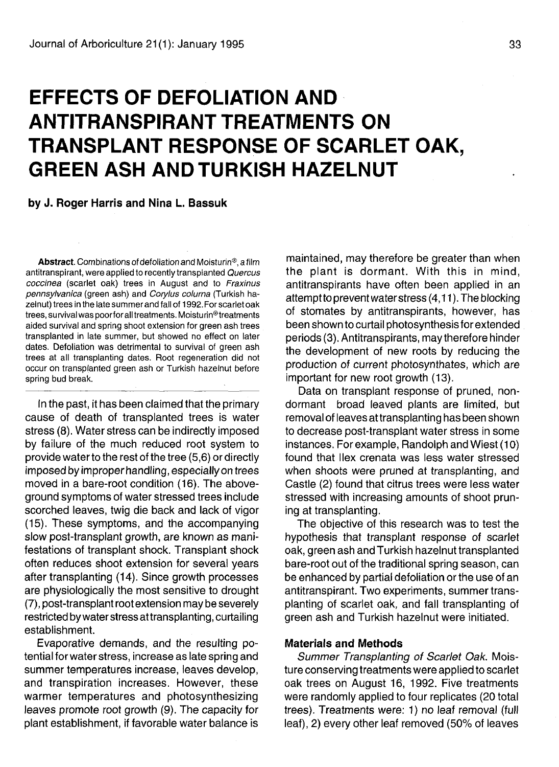# EFFECTS OF DEFOLIATION AND ANTITRANSPIRANT TREATMENTS ON TRANSPLANT RESPONSE OF SCARLET OAK, GREEN ASH AND TURKISH HAZELNUT

**by J. Roger Harris and Nina L. Bassuk**

**Abstract.** *Combinations of defoliation and Moisturin®, a film antitranspirant, were applied to recently transplanted Quercus coccinea (scarlet oak) trees in August and to Fraxinus pennsylvanica (green ash) and Corylus colurna (Turkish hazelnut) trees in the late summer and fall of 1992. For scarlet oak trees, survival was poor for all treatments. Moisturin® treatments aided survival and spring shoot extension for green ash trees transplanted in late summer, but showed no effect on later dates. Defoliation was detrimental to survival of green ash trees at all transplanting dates. Root regeneration did not occur on transplanted green ash or Turkish hazelnut before spring bud break.*

In the past, it has been claimed that the primary cause of death of transplanted trees is water stress (8). Water stress can be indirectly imposed by failure of the much reduced root system to provide water to the rest of the tree (5,6) or directly imposed by improper handling, especially on trees moved in a bare-root condition (16). The above-ground symptoms of water stressed trees include scorched leaves, twig die back and lack of vigor (15). These symptoms, and the accompanying slow post-transplant growth, are known as manifestations of transplant shock. Transplant shock often reduces shoot extension for several years after transplanting (14). Since growth processes are physiologically the most sensitive to drought (7), post-transplant root extension may be severely restricted by water stress at transplanting, curtailing establishment.

Evaporative demands, and the resulting potential for water stress, increase as late spring and summer temperatures increase, leaves develop, and transpiration increases. However, these warmer temperatures and photosynthesizing leaves promote root growth (9). The capacity for plant establishment, if favorable water balance is maintained, may therefore be greater than when the plant is dormant. With this in mind, antitranspirants have often been applied in an attempt to prevent water stress (4,11). The blocking of stomates by antitranspirants, however, has been shown to curtail photosynthesis for extended periods (3). Antitranspirants, may therefore hinder the development of new roots by reducing the production of current photosynthates, which are important for new root growth (13).

Data on transplant response of pruned, non-dormant broad leaved plants are limited, but removal of leaves at transplanting has been shown to decrease post-transplant water stress in some instances. For example, Randolph and Wiest (10) found that Ilex crenata was less water stressed when shoots were pruned at transplanting, and Castle (2) found that citrus trees were less water stressed with increasing amounts of shoot pruning at transplanting.

The objective of this research was to test the hypothesis that transplant response of scarlet oak, green ash and Turkish hazelnut transplanted bare-root out of the traditional spring season, can be enhanced by partial defoliation or the use of an antitranspirant. Two experiments, summer transplanting of scarlet oak, and fall transplanting of green ash and Turkish hazelnut were initiated.

## Materials and Methods

*Summer Transplanting of Scarlet Oak.* Moisture conserving treatments were applied to scarlet oak trees on August 16, 1992. Five treatments were randomly applied to four replicates (20 total trees). Treatments were: 1) no leaf removal (full leaf), 2) every other leaf removed (50% of leaves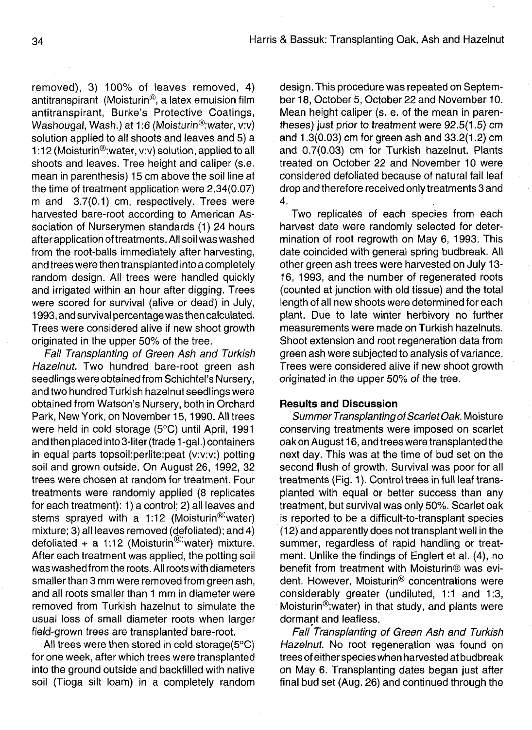removed), 3) 100% of leaves removed, 4) antitranspirant (Moisturin®, a latex emulsion film antitranspirant, Burke's Protective Coatings, Washougal, Wash.) at 1:6 (Moisturin®:water, v:v) solution applied to all shoots and leaves and 5) a 1:12 (Moisturin®:water, v:v) solution, applied to all shoots and leaves. Tree height and caliper (s.e. mean in parenthesis) 15 cm above the soil line at the time of treatment application were 2.34(0.07) m and 3.7(0.1) cm, respectively. Trees were harvested bare-root according to American Association of Nurserymen standards (1) 24 hours after application of treatments. All soil was washed from the root-balls immediately after harvesting, and trees were then transplanted into a completely random design. All trees were handled quickly and irrigated within an hour after digging. Trees were scored for survival (alive or dead) in July, 1993, and survival percentage was then calculated. Trees were considered alive if new shoot growth originated in the upper 50% of the tree.

*Fall Transplanting of Green Ash and Turkish Hazelnut.* Two hundred bare-root green ash seedlings were obtained from Schichtel's Nursery, and two hundred Turkish hazelnut seedlings were obtained from Watson's Nursery, both in Orchard Park, New York, on November 15, 1990. All trees were held in cold storage (5°C) until April, 1991 and then placed into 3-liter (trade 1-gal.) containers in equal parts topsoil:perlite:peat (v:v:v:) potting soil and grown outside. On August 26, 1992, 32 trees were chosen at random for treatment. Four treatments were randomly applied (8 replicates for each treatment): 1) a control; 2) all leaves and stems sprayed with a 1:12 (Moisturin®:water) mixture; 3) all leaves removed (defoliated); and 4) defoliated + a 1:12 (Moisturin®:water) mixture. After each treatment was applied, the potting soil was washed from the roots. All roots with diameters smaller than 3 mm were removed from green ash, and all roots smaller than 1 mm in diameter were removed from Turkish hazelnut to simulate the usual loss of small diameter roots when larger field-grown trees are transplanted bare-root.

All trees were then stored in cold storage(5°C) for one week, after which trees were transplanted into the ground outside and backfilled with native soil (Tioga silt loam) in a completely random design. This procedure was repeated on September 18, October 5, October 22 and November 10. Mean height caliper (s. e. of the mean in parentheses) just prior to treatment were 92.5(1.5) cm and 1.3(0.03) cm for green ash and 33.2(1.2) cm and 0.7(0.03) cm for Turkish hazelnut. Plants treated on October 22 and November 10 were considered defoliated because of natural fall leaf drop and therefore received only treatments 3 and 4.

Two replicates of each species from each harvest date were randomly selected for determination of root regrowth on May 6, 1993. This date coincided with general spring budbreak. All other green ash trees were harvested on July 13-16, 1993, and the number of regenerated roots (counted at junction with old tissue) and the total length of all new shoots were determined for each plant. Due to late winter herbivory no further measurements were made on Turkish hazelnuts. Shoot extension and root regeneration data from green ash were subjected to analysis of variance. Trees were considered alive if new shoot growth originated in the upper 50% of the tree.

## Results and Discussion

*Summer Transplanting of Scarlet Oak.* Moisture conserving treatments were imposed on scarlet oak on August 16, and trees were transplanted the next day. This was at the time of bud set on the second flush of growth. Survival was poor for all treatments (Fig. 1). Control trees in full leaf transplanted with equal or better success than any treatment, but survival was only 50%. Scarlet oak is reported to be a difficult-to-transplant species (12) and apparently does not transplant well in the summer, regardless of rapid handling or treatment. Unlike the findings of Englert et al. (4), no benefit from treatment with Moisturin® was evident. However, Moisturin® concentrations were considerably greater (undiluted, 1:1 and 1:3, Moisturin®:water) in that study, and plants were dormant and leafless.

*Fall Transplanting of Green Ash and Turkish Hazelnut.* No root regeneration was found on trees of either species when harvested at budbreak on May 6. Transplanting dates began just after final bud set (Aug. 26) and continued through the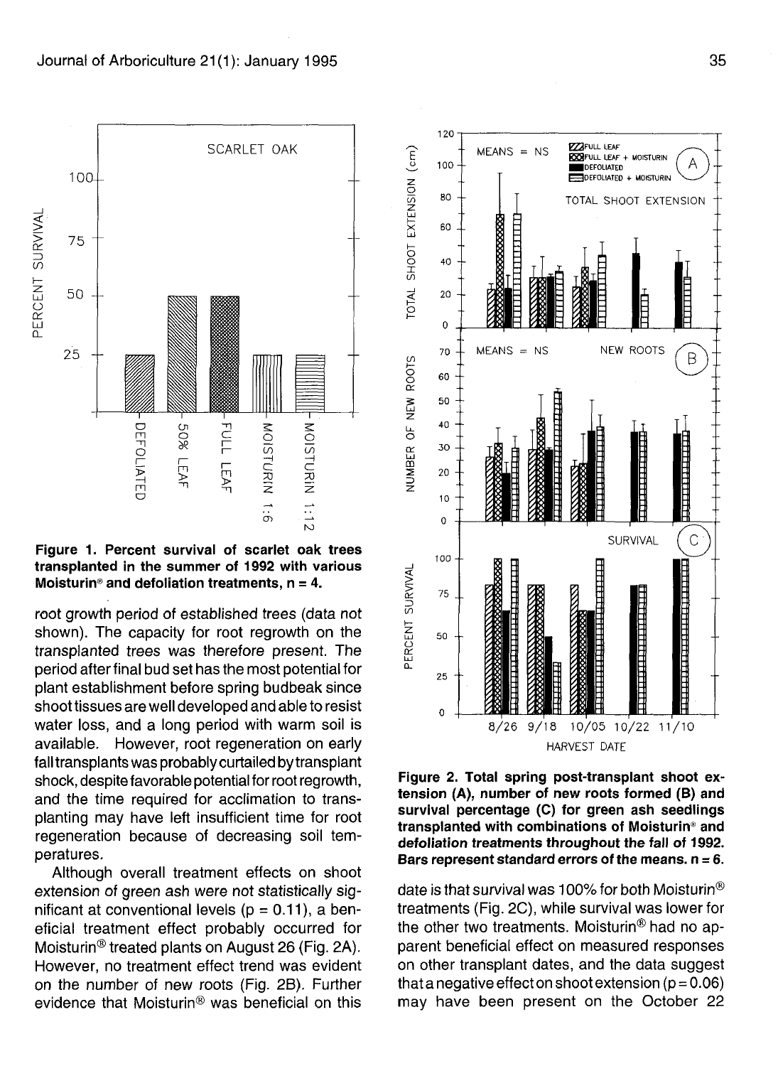**Figure 1. Percent survival of scarlet oak trees transplanted in the summer of 1992 with various Moisturin® and defoliation treatments, n = 4.**

root growth period of established trees (data not shown). The capacity for root regrowth on the transplanted trees was therefore present. The period after final bud set has the most potential for plant establishment before spring budbeak since shoot tissues are well developed and able to resist water loss, and a long period with warm soil is available. However, root regeneration on early fall transplants was probably curtailed by transplant shock, despite favorable potential for root regrowth, and the time required for acclimation to transplanting may have left insufficient time for root regeneration because of decreasing soil temperatures.

Although overall treatment effects on shoot extension of green ash were not statistically significant at conventional levels ($p = 0.11$), a beneficial treatment effect probably occurred for Moisturin® treated plants on August 26 (Fig. 2A). However, no treatment effect trend was evident on the number of new roots (Fig. 2B). Further evidence that Moisturin® was beneficial on this

**Figure 2. Total spring post-transplant shoot extension (A), number of new roots formed (B) and survival percentage (C) for green ash seedlings transplanted with combinations of Moisturin® and defoliation treatments throughout the fall of 1992. Bars represent standard errors of the means. n = 6.**

date is that survival was 100% for both Moisturin® treatments (Fig. 2C), while survival was lower for the other two treatments. Moisturin® had no apparent beneficial effect on measured responses on other transplant dates, and the data suggest that a negative effect on shoot extension ($p = 0.06$) may have been present on the October 22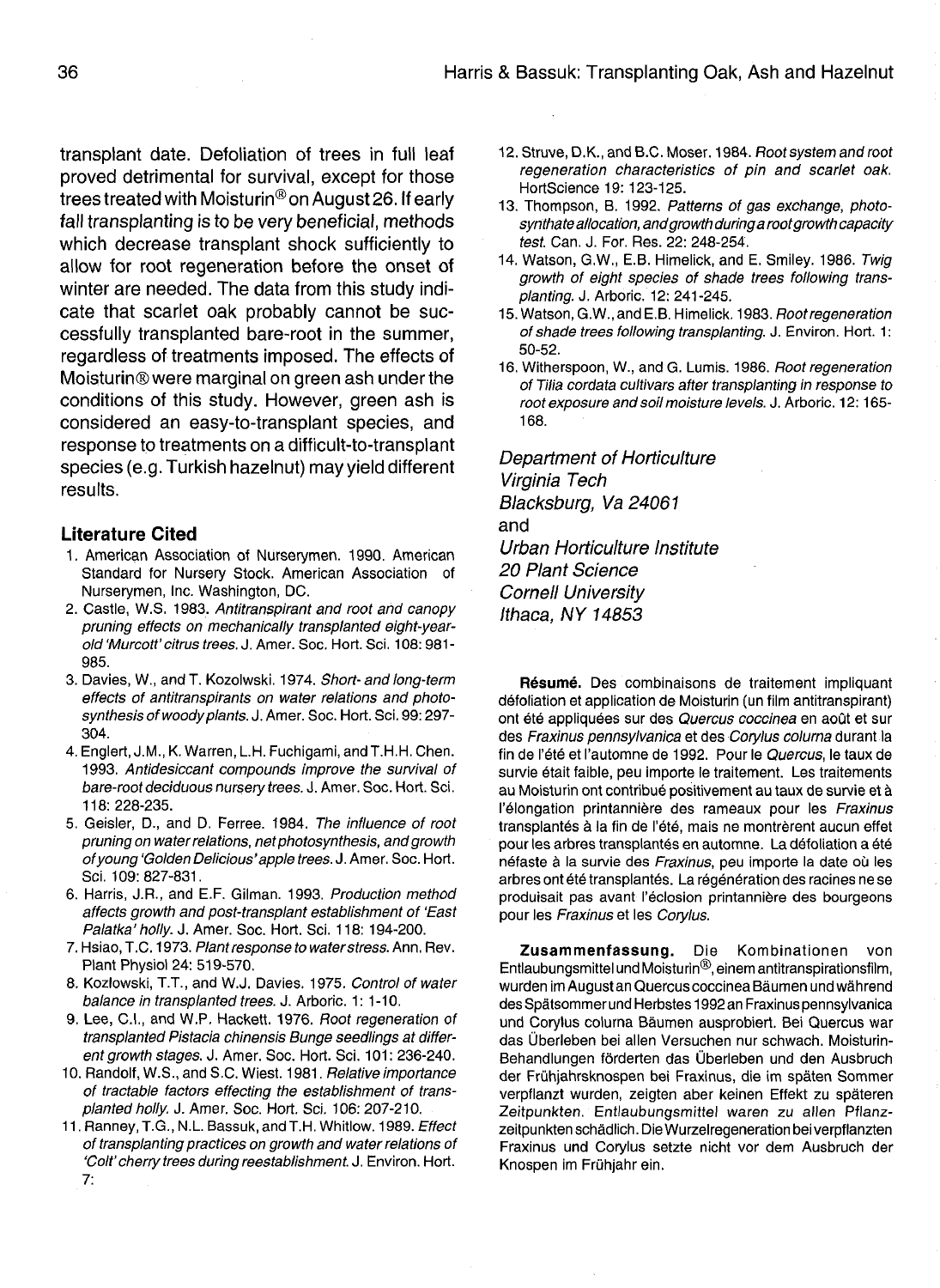transplant date. Defoliation of trees in full leaf proved detrimental for survival, except for those trees treated with Moisturin® on August 26. If early fall transplanting is to be very beneficial, methods which decrease transplant shock sufficiently to allow for root regeneration before the onset of winter are needed. The data from this study indicate that scarlet oak probably cannot be successfully transplanted bare-root in the summer, regardless of treatments imposed. The effects of Moisturin® were marginal on green ash under the conditions of this study. However, green ash is considered an easy-to-transplant species, and response to treatments on a difficult-to-transplant species (e.g. Turkish hazelnut) may yield different results.

## Literature Cited

1. American Association of Nurserymen. 1990. American Standard for Nursery Stock. American Association of Nurserymen, Inc. Washington, DC.
2. Castle, W.S. 1983. *Antitranspirant and root and canopy pruning effects on mechanically transplanted eight-year-old 'Murcott' citrus trees.* J. Amer. Soc. Hort. Sci. 108: 981-985.
3. Davies, W., and T. Kozolwski. 1974. *Short- and long-term effects of antitranspirants on water relations and photosynthesis of woody plants.* J. Amer. Soc. Hort. Sci. 99: 297-304.
4. Englert, J.M., K. Warren, L.H. Fuchigami, and T.H.H. Chen. 1993. *Antidesiccant compounds improve the survival of bare-root deciduous nursery trees.* J. Amer. Soc. Hort. Sci. 118: 228-235.
5. Geisler, D., and D. Ferree. 1984. *The influence of root pruning on water relations, net photosynthesis, and growth of young 'Golden Delicious' apple trees.* J. Amer. Soc. Hort. Sci. 109: 827-831.
6. Harris, J.R., and E.F. Gilman. 1993. *Production method affects growth and post-transplant establishment of 'East Palatka' holly.* J. Amer. Soc. Hort. Sci. 118: 194-200.
7. Hsiao, T.C. 1973. *Plant response to water stress.* Ann. Rev. Plant Physiol 24: 519-570.
8. Kozlowski, T.T., and W.J. Davies. 1975. *Control of water balance in transplanted trees.* J. Arboric. 1: 1-10.
9. Lee, C.I., and W.P. Hackett. 1976. *Root regeneration of transplanted Pistacia chinensis Bunge seedlings at different growth stages.* J. Amer. Soc. Hort. Sci. 101: 236-240.
10. Randolf, W.S., and S.C. Wiest. 1981. *Relative importance of tractable factors effecting the establishment of transplanted holly.* J. Amer. Soc. Hort. Sci. 106: 207-210.
11. Ranney, T.G., N.L. Bassuk, and T.H. Whitlow. 1989. *Effect of transplanting practices on growth and water relations of 'Colt' cherry trees during reestablishment.* J. Environ. Hort. 7:
12. Struve, D.K., and B.C. Moser. 1984. *Root system and root regeneration characteristics of pin and scarlet oak.* HortScience 19: 123-125.
13. Thompson, B. 1992. *Patterns of gas exchange, photosynthate allocation, and growth during a root growth capacity test.* Can. J. For. Res. 22: 248-254.
14. Watson, G.W., E.B. Himelick, and E. Smiley. 1986. *Twig growth of eight species of shade trees following transplanting.* J. Arboric. 12: 241-245.
15. Watson, G.W., and E.B. Himelick. 1983. *Root regeneration of shade trees following transplanting.* J. Environ. Hort. 1: 50-52.
16. Witherspoon, W., and G. Lumis. 1986. *Root regeneration of Tilia cordata cultivars after transplanting in response to root exposure and soil moisture levels.* J. Arboric. 12: 165-168.

*Department of Horticulture*
*Virginia Tech*
*Blacksburg, Va 24061*
and
*Urban Horticulture Institute*
*20 Plant Science*
*Cornell University*
*Ithaca, NY 14853*

**Résumé.** Des combinaisons de traitement impliquant défoliation et application de Moisturin (un film antitranspirant) ont été appliquées sur des *Quercus coccinea* en août et sur des *Fraxinus pennsylvanica* et des *Corylus columa* durant la fin de l'été et l'automne de 1992. Pour le *Quercus*, le taux de survie était faible, peu importe le traitement. Les traitements au Moisturin ont contribué positivement au taux de survie et à l'élongation printannière des rameaux pour les *Fraxinus* transplantés à la fin de l'été, mais ne montrèrent aucun effet pour les arbres transplantés en automne. La défoliation a été néfaste à la survie des *Fraxinus*, peu importe la date où les arbres ont été transplantés. La régénération des racines ne se produisait pas avant l'éclosion printannière des bourgeons pour les *Fraxinus* et les *Corylus*.

**Zusammenfassung.** Die Kombinationen von Entlaubungsmittel und Moisturin®, einem antitranspirationsfilm, wurden im August an Quercus coccinea Bäumen und während des Spätsommer und Herbstes 1992 an Fraxinus pennsylvanica und Corylus colurna Bäumen ausprobiert. Bei Quercus war das Überleben bei allen Versuchen nur schwach. Moisturin-Behandlungen förderten das Überleben und den Ausbruch der Frühjahrsknospen bei Fraxinus, die im späten Sommer verpflanzt wurden, zeigten aber keinen Effekt zu späteren Zeitpunkten. Entlaubungsmittel waren zu allen Pflanzzeitpunkten schädlich. Die Wurzelregeneration bei verpflanzten Fraxinus und Corylus setzte nicht vor dem Ausbruch der Knospen im Frühjahr ein.